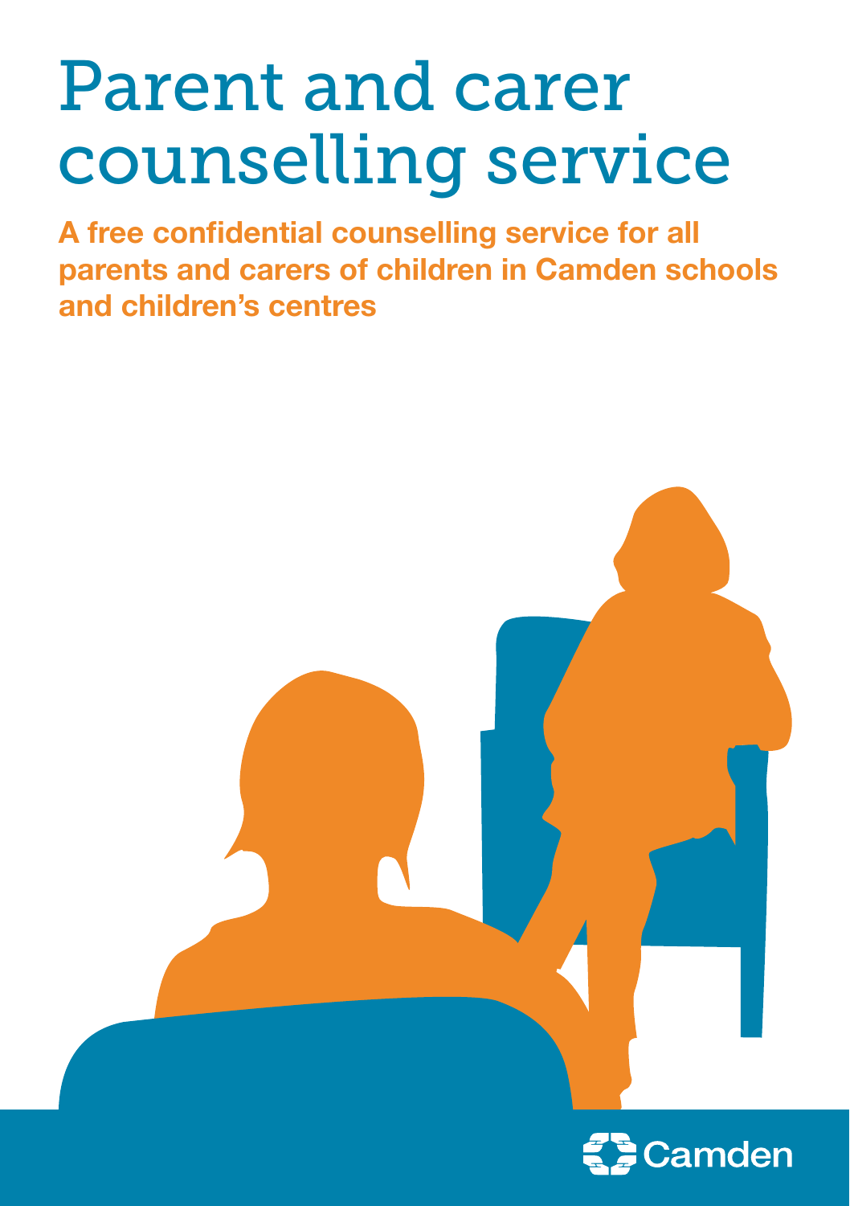# Parent and carer counselling service

**A free confidential counselling service for all parents and carers of children in Camden schools and children's centres**

Camden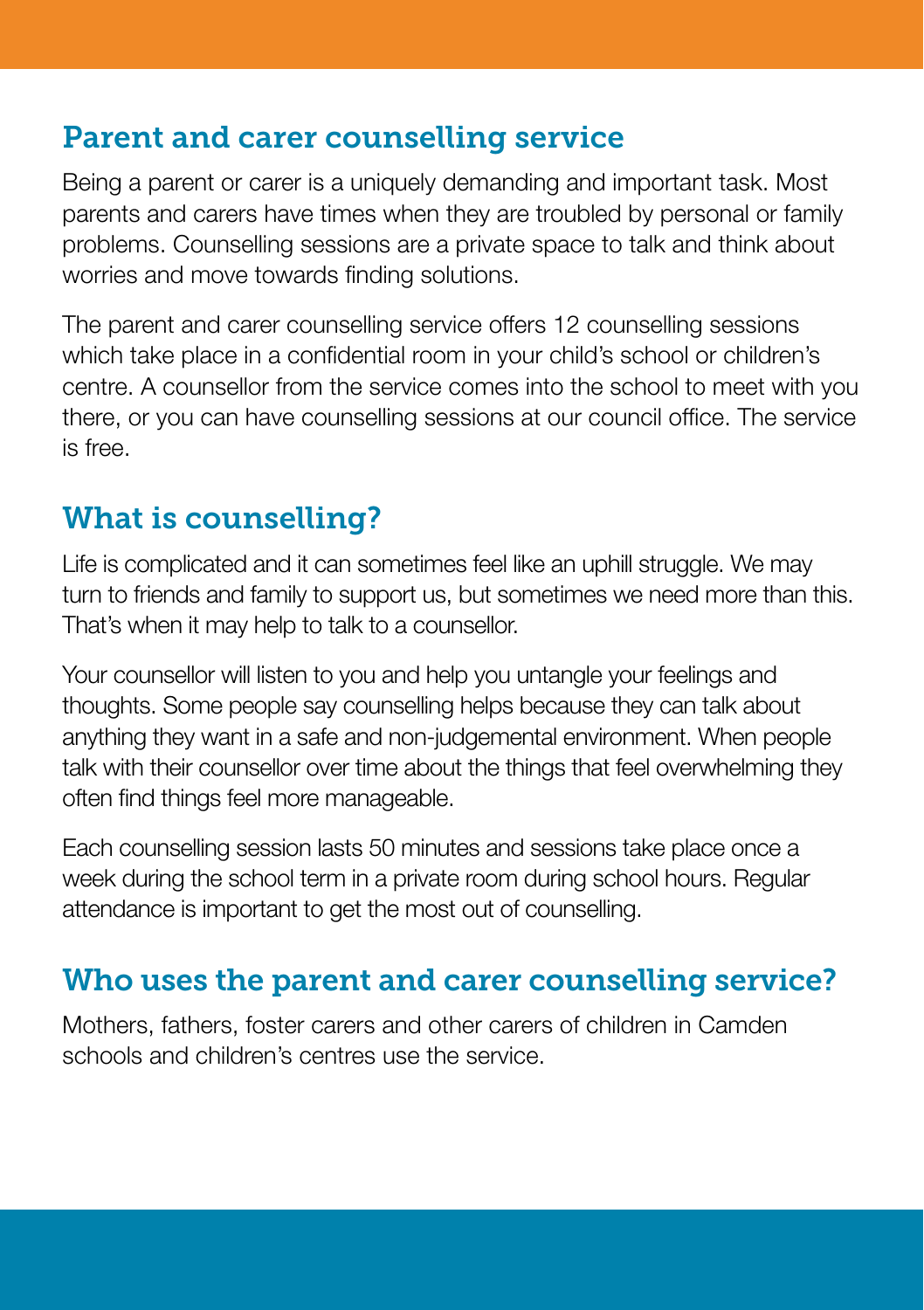## Parent and carer counselling service

Being a parent or carer is a uniquely demanding and important task. Most parents and carers have times when they are troubled by personal or family problems. Counselling sessions are a private space to talk and think about worries and move towards finding solutions.

The parent and carer counselling service offers 12 counselling sessions which take place in a confidential room in your child's school or children's centre. A counsellor from the service comes into the school to meet with you there, or you can have counselling sessions at our council office. The service is free.

## What is counselling?

Life is complicated and it can sometimes feel like an uphill struggle. We may turn to friends and family to support us, but sometimes we need more than this. That's when it may help to talk to a counsellor.

Your counsellor will listen to you and help you untangle your feelings and thoughts. Some people say counselling helps because they can talk about anything they want in a safe and non-judgemental environment. When people talk with their counsellor over time about the things that feel overwhelming they often find things feel more manageable.

Each counselling session lasts 50 minutes and sessions take place once a week during the school term in a private room during school hours. Regular attendance is important to get the most out of counselling.

## Who uses the parent and carer counselling service?

Mothers, fathers, foster carers and other carers of children in Camden schools and children's centres use the service.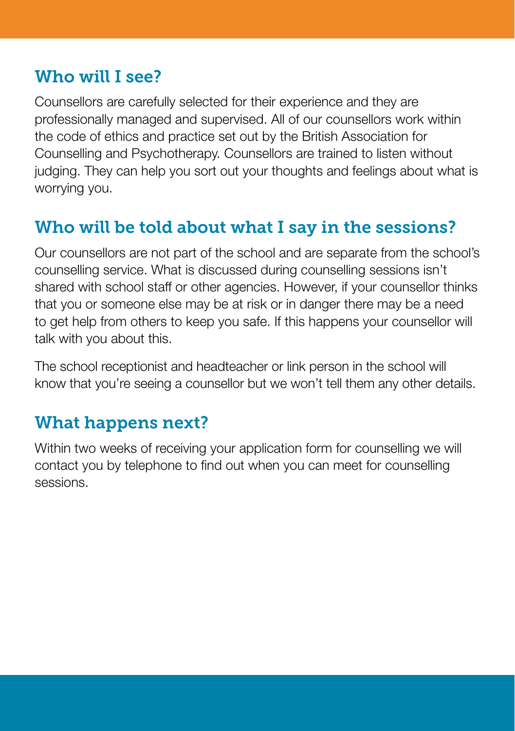## Who will I see?

Counsellors are carefully selected for their experience and they are professionally managed and supervised. All of our counsellors work within the code of ethics and practice set out by the British Association for Counselling and Psychotherapy. Counsellors are trained to listen without judging. They can help you sort out your thoughts and feelings about what is worrying you.

## Who will be told about what I say in the sessions?

Our counsellors are not part of the school and are separate from the school's counselling service. What is discussed during counselling sessions isn't shared with school staff or other agencies. However, if your counsellor thinks that you or someone else may be at risk or in danger there may be a need to get help from others to keep you safe. If this happens your counsellor will talk with you about this.

The school receptionist and headteacher or link person in the school will know that you're seeing a counsellor but we won't tell them any other details.

## What happens next?

Within two weeks of receiving your application form for counselling we will contact you by telephone to find out when you can meet for counselling sessions.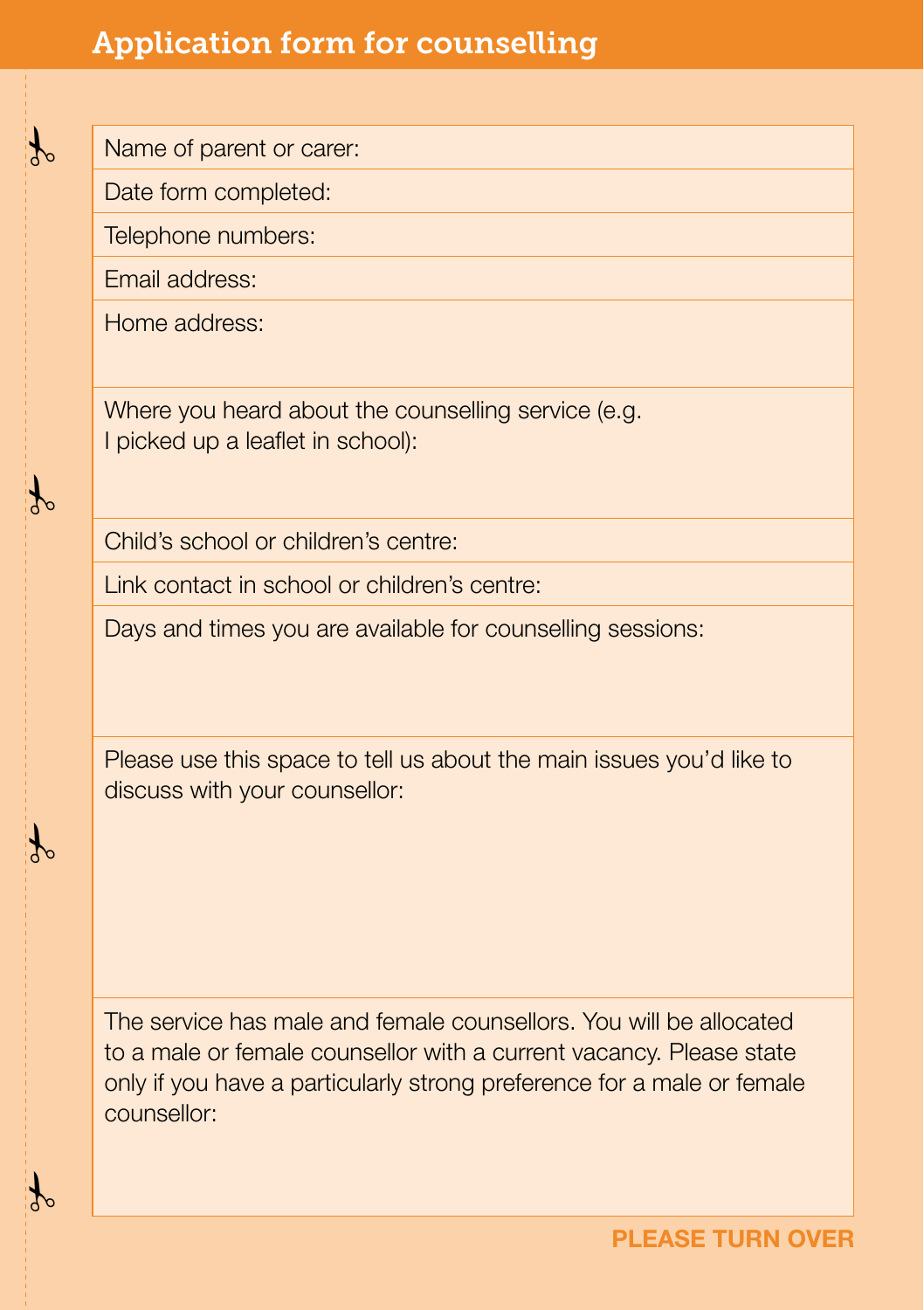# Application form for counselling

Name of parent or carer:

Date form completed:

Telephone numbers:

Email address:

Home address:

Where you heard about the counselling service (e.g. I picked up a leaflet in school):

Child's school or children's centre:

Link contact in school or children's centre:

Days and times you are available for counselling sessions:

Please use this space to tell us about the main issues you'd like to discuss with your counsellor:

The service has male and female counsellors. You will be allocated to a male or female counsellor with a current vacancy. Please state only if you have a particularly strong preference for a male or female counsellor:

**PLEASE TURN OVER**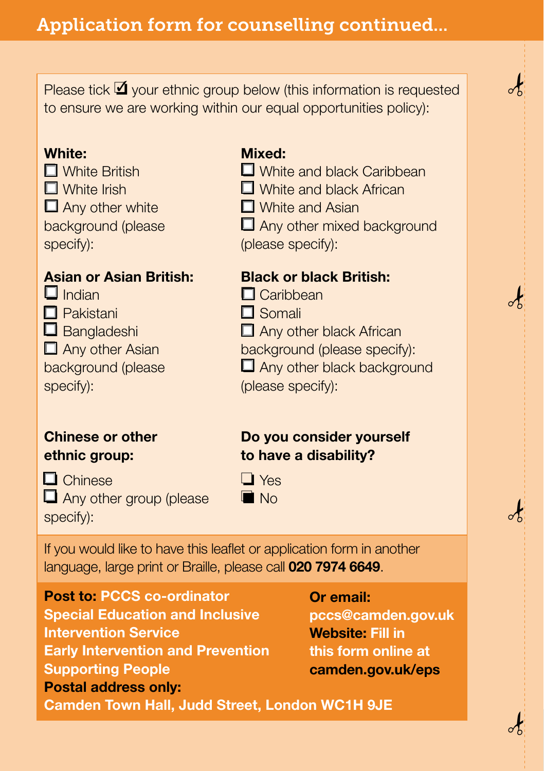## Application form for counselling continued...

Please tick ☑ your ethnic group below (this information is requested to ensure we are working within our equal opportunities policy):

**White:**

- ☐ White British
- ☐ White Irish
- ☐ Any other white background (please specify):

**Mixed:**

- ☐ White and black Caribbean
- ☐ White and black African
- ☐ White and Asian
- ☐ Any other mixed background (please specify):

**Asian or Asian British:**

- ☐ Indian
- ☐ Pakistani
- ☐ Bangladeshi
- ☐ Any other Asian background (please specify):

**Black or black British:**

- ☐ Caribbean
- ☐ Somali
- ☐ Any other black African background (please specify):
- ☐ Any other black background (please specify):

**Chinese or other ethnic group:**

- ☐ Chinese
- ☐ Any other group (please specify):

**Do you consider yourself to have a disability?**

- ☐ Yes
- ■ No

If you would like to have this leaflet or application form in another language, large print or Braille, please call **020 7974 6649**.

**Post to: PCCS co-ordinator**
**Special Education and Inclusive Intervention Service**
**Early Intervention and Prevention**
**Supporting People**
**Postal address only:**
**Camden Town Hall, Judd Street, London WC1H 9JE**

**Or email:**
**pccs@camden.gov.uk**
**Website: Fill in this form online at camden.gov.uk/eps**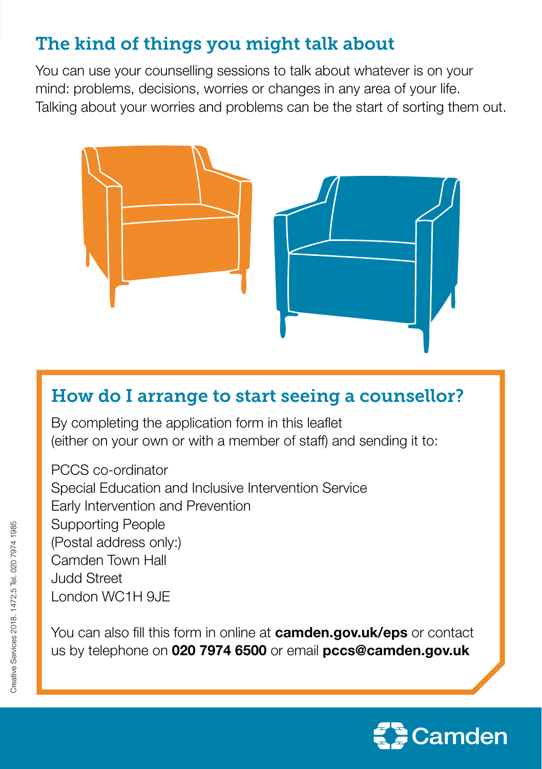## The kind of things you might talk about

You can use your counselling sessions to talk about whatever is on your mind: problems, decisions, worries or changes in any area of your life. Talking about your worries and problems can be the start of sorting them out.

## How do I arrange to start seeing a counsellor?

By completing the application form in this leaflet (either on your own or with a member of staff) and sending it to:

PCCS co-ordinator
Special Education and Inclusive Intervention Service
Early Intervention and Prevention
Supporting People
(Postal address only:)
Camden Town Hall
Judd Street
London WC1H 9JE

You can also fill this form in online at **camden.gov.uk/eps** or contact us by telephone on **020 7974 6500** or email **pccs@camden.gov.uk**

Creative Services 2018. 1472.5 Tel. 020 7974 1985

Camden